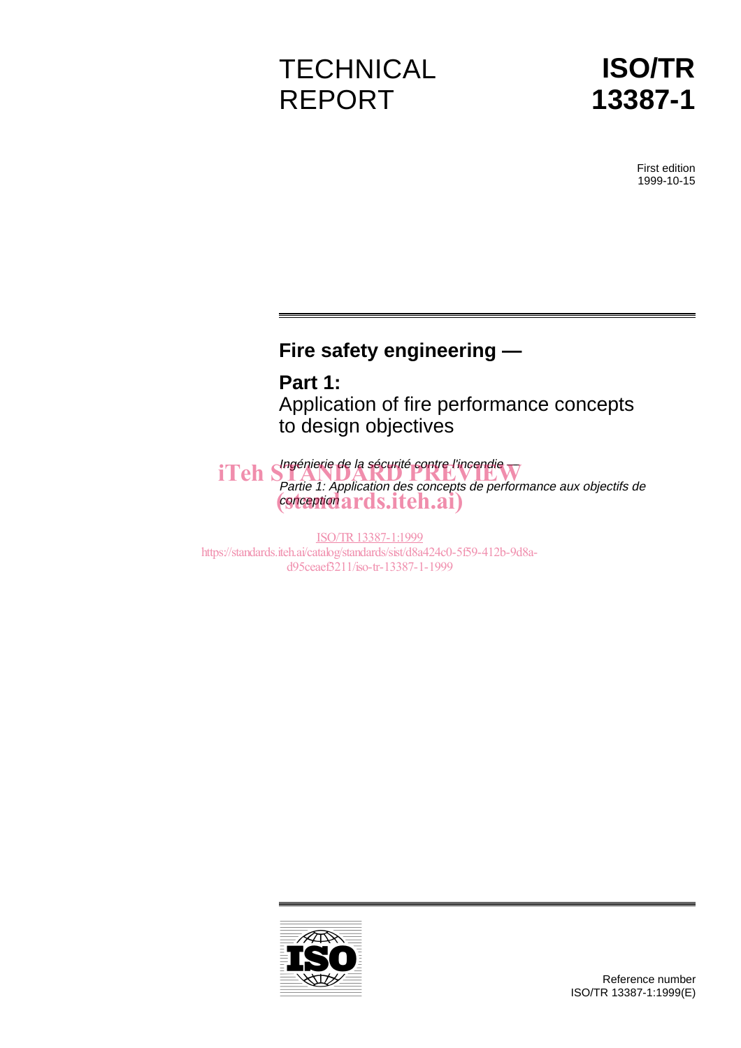# TECHNICAL REPORT

# ISO/TR 13387-1

First edition
1999-10-15

## Fire safety engineering —

## Part 1:
Application of fire performance concepts to design objectives

*Ingénierie de la sécurité contre l'incendie —*

*Partie 1: Application des concepts de performance aux objectifs de conception*

iTeh STANDARD PREVIEW
(standards.iteh.ai)

ISO/TR 13387-1:1999
https://standards.iteh.ai/catalog/standards/sist/d8a424c0-5f59-412b-9d8a-d95ceaef3211/iso-tr-13387-1-1999

Reference number
ISO/TR 13387-1:1999(E)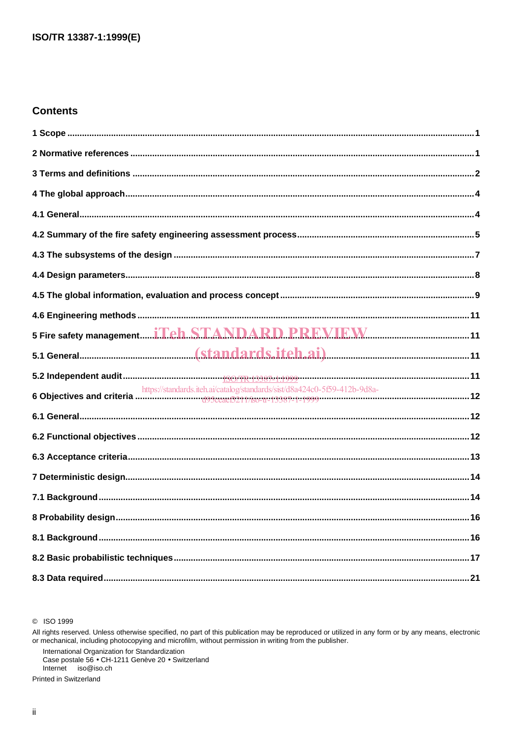## Contents

1 Scope ..... 1

2 Normative references ..... 1

3 Terms and definitions ..... 2

4 The global approach ..... 4

4.1 General ..... 4

4.2 Summary of the fire safety engineering assessment process ..... 5

4.3 The subsystems of the design ..... 7

4.4 Design parameters ..... 8

4.5 The global information, evaluation and process concept ..... 9

4.6 Engineering methods ..... 11

5 Fire safety management ..... 11

5.1 General ..... 11

5.2 Independent audit ..... 11

6 Objectives and criteria ..... 12

6.1 General ..... 12

6.2 Functional objectives ..... 12

6.3 Acceptance criteria ..... 13

7 Deterministic design ..... 14

7.1 Background ..... 14

8 Probability design ..... 16

8.1 Background ..... 16

8.2 Basic probabilistic techniques ..... 17

8.3 Data required ..... 21

© ISO 1999

All rights reserved. Unless otherwise specified, no part of this publication may be reproduced or utilized in any form or by any means, electronic or mechanical, including photocopying and microfilm, without permission in writing from the publisher.

International Organization for Standardization
Case postale 56 • CH-1211 Genève 20 • Switzerland
Internet iso@iso.ch

Printed in Switzerland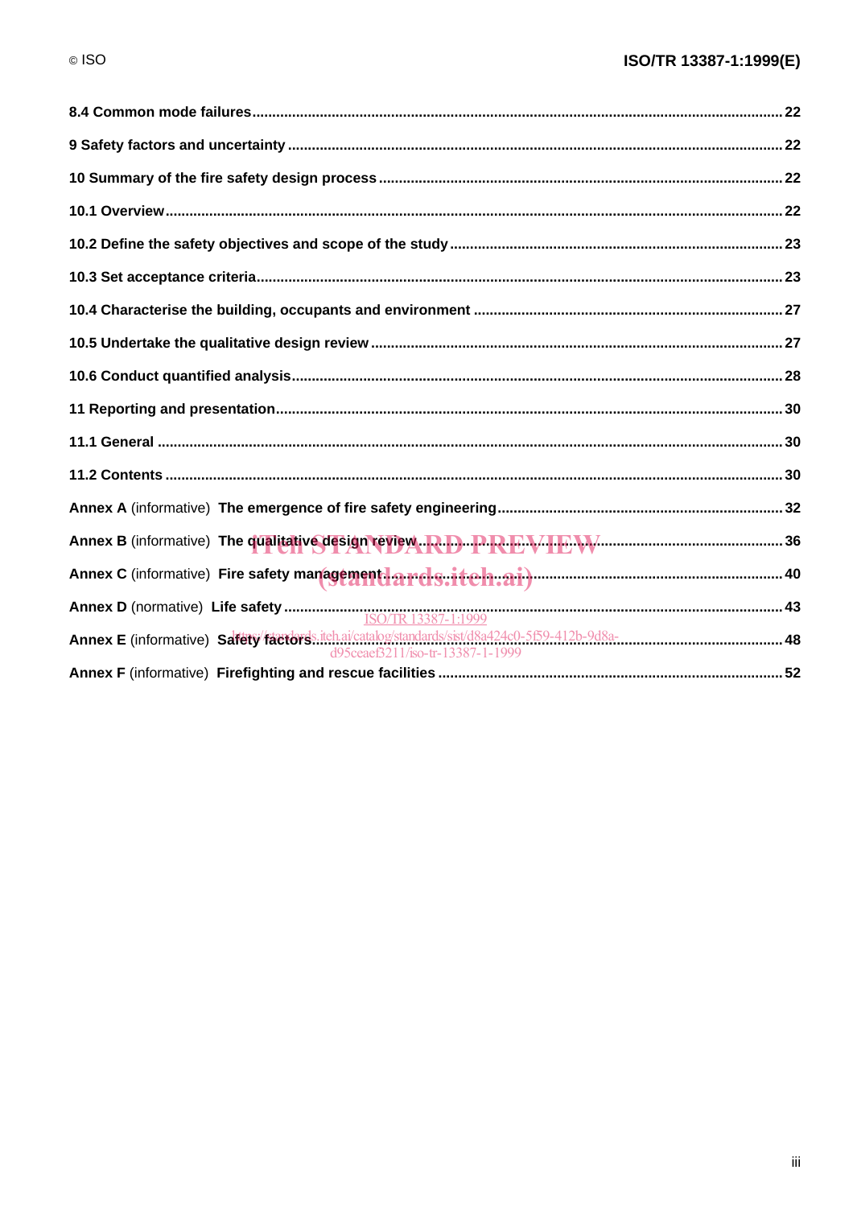8.4 Common mode failures ........................................................................................................................ 22

9 Safety factors and uncertainty ............................................................................................................... 22

10 Summary of the fire safety design process ......................................................................................... 22

10.1 Overview ................................................................................................................................................ 22

10.2 Define the safety objectives and scope of the study ........................................................................ 23

10.3 Set acceptance criteria.......................................................................................................................... 23

10.4 Characterise the building, occupants and environment ................................................................... 27

10.5 Undertake the qualitative design review ............................................................................................ 27

10.6 Conduct quantified analysis................................................................................................................. 28

11 Reporting and presentation.................................................................................................................... 30

11.1 General ................................................................................................................................................... 30

11.2 Contents ................................................................................................................................................. 30

Annex A (informative) The emergence of fire safety engineering................................................................ 32

Annex B (informative) The qualitative design review ...................................................................................... 36

Annex C (informative) Fire safety management ................................................................................................ 40

Annex D (normative) Life safety ........................................................................................................................ 43

Annex E (informative) Safety factors.................................................................................................................. 48

Annex F (informative) Firefighting and rescue facilities .................................................................................. 52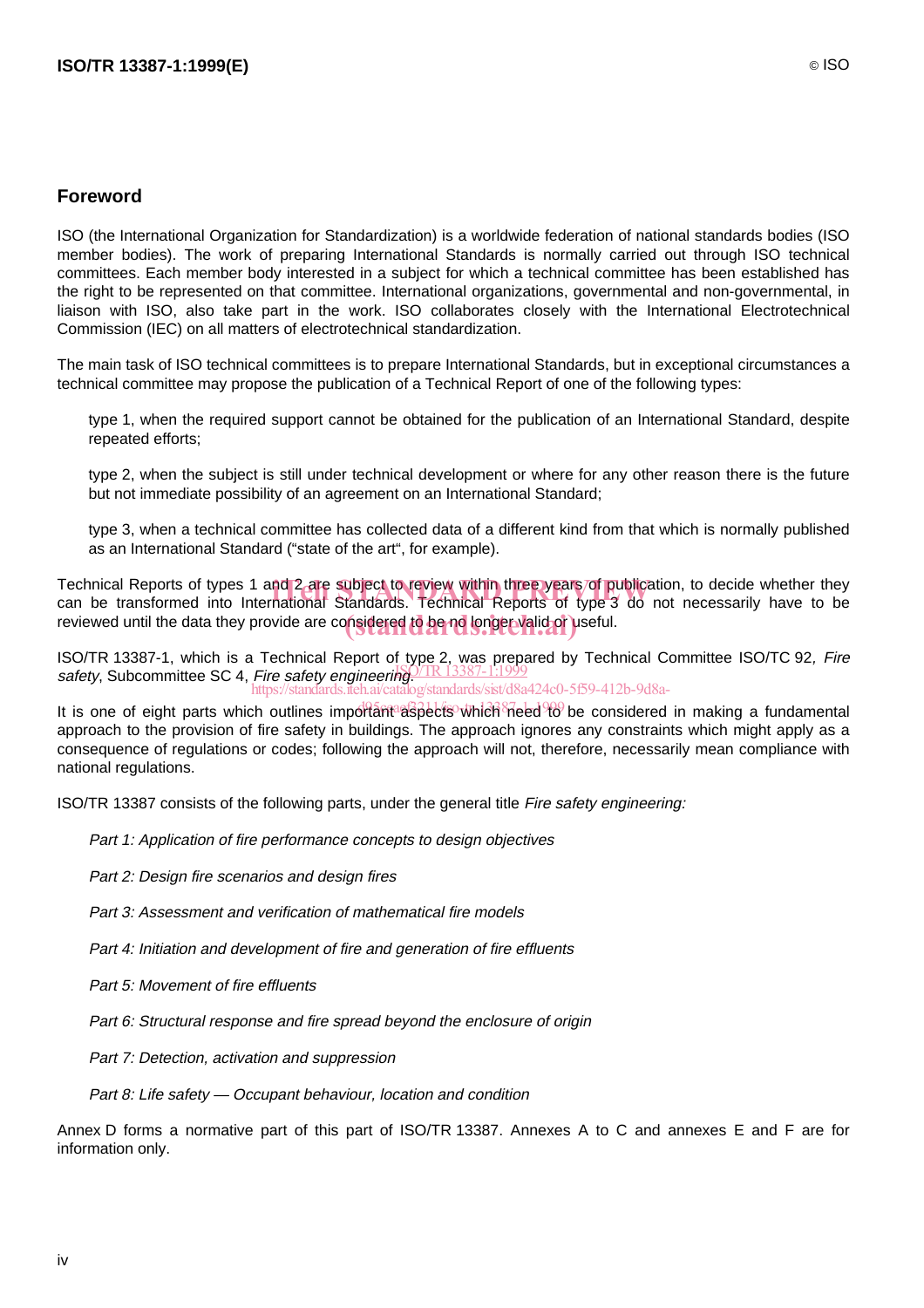## Foreword

ISO (the International Organization for Standardization) is a worldwide federation of national standards bodies (ISO member bodies). The work of preparing International Standards is normally carried out through ISO technical committees. Each member body interested in a subject for which a technical committee has been established has the right to be represented on that committee. International organizations, governmental and non-governmental, in liaison with ISO, also take part in the work. ISO collaborates closely with the International Electrotechnical Commission (IEC) on all matters of electrotechnical standardization.

The main task of ISO technical committees is to prepare International Standards, but in exceptional circumstances a technical committee may propose the publication of a Technical Report of one of the following types:

type 1, when the required support cannot be obtained for the publication of an International Standard, despite repeated efforts;

type 2, when the subject is still under technical development or where for any other reason there is the future but not immediate possibility of an agreement on an International Standard;

type 3, when a technical committee has collected data of a different kind from that which is normally published as an International Standard ("state of the art", for example).

Technical Reports of types 1 and 2 are subject to review within three years of publication, to decide whether they can be transformed into International Standards. Technical Reports of type 3 do not necessarily have to be reviewed until the data they provide are considered to be no longer valid or useful.

ISO/TR 13387-1, which is a Technical Report of type 2, was prepared by Technical Committee ISO/TC 92, *Fire safety*, Subcommittee SC 4, *Fire safety engineering*.

It is one of eight parts which outlines important aspects which need to be considered in making a fundamental approach to the provision of fire safety in buildings. The approach ignores any constraints which might apply as a consequence of regulations or codes; following the approach will not, therefore, necessarily mean compliance with national regulations.

ISO/TR 13387 consists of the following parts, under the general title *Fire safety engineering:*

*Part 1: Application of fire performance concepts to design objectives*

*Part 2: Design fire scenarios and design fires*

*Part 3: Assessment and verification of mathematical fire models*

*Part 4: Initiation and development of fire and generation of fire effluents*

*Part 5: Movement of fire effluents*

*Part 6: Structural response and fire spread beyond the enclosure of origin*

*Part 7: Detection, activation and suppression*

*Part 8: Life safety — Occupant behaviour, location and condition*

Annex D forms a normative part of this part of ISO/TR 13387. Annexes A to C and annexes E and F are for information only.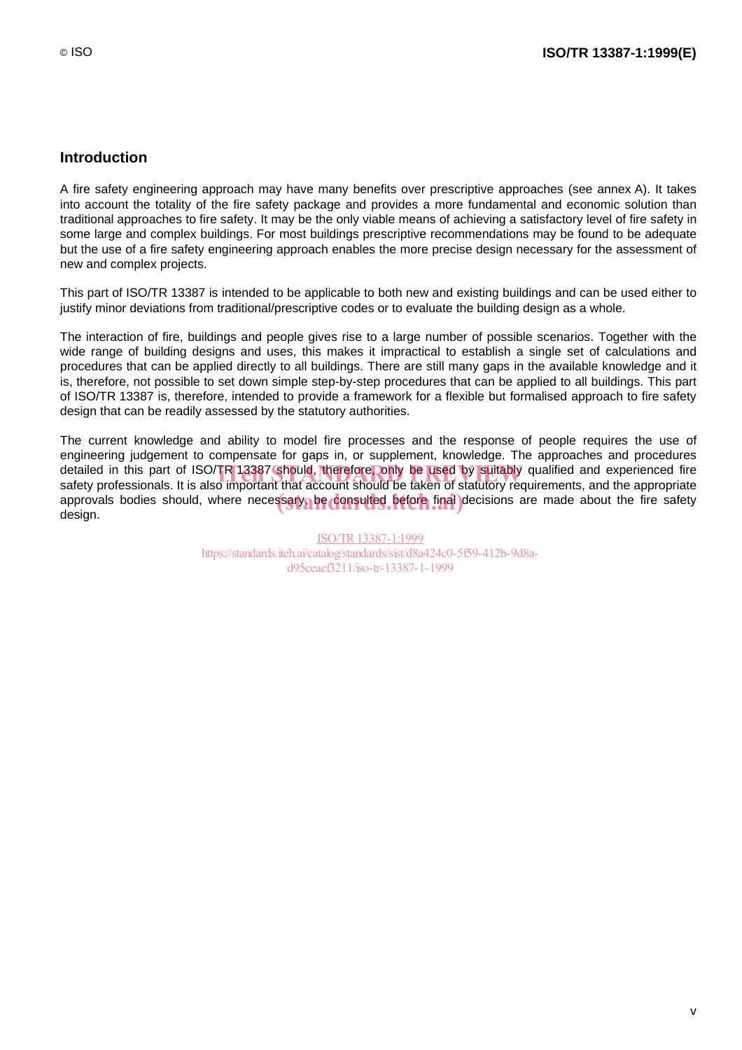## Introduction

A fire safety engineering approach may have many benefits over prescriptive approaches (see annex A). It takes into account the totality of the fire safety package and provides a more fundamental and economic solution than traditional approaches to fire safety. It may be the only viable means of achieving a satisfactory level of fire safety in some large and complex buildings. For most buildings prescriptive recommendations may be found to be adequate but the use of a fire safety engineering approach enables the more precise design necessary for the assessment of new and complex projects.

This part of ISO/TR 13387 is intended to be applicable to both new and existing buildings and can be used either to justify minor deviations from traditional/prescriptive codes or to evaluate the building design as a whole.

The interaction of fire, buildings and people gives rise to a large number of possible scenarios. Together with the wide range of building designs and uses, this makes it impractical to establish a single set of calculations and procedures that can be applied directly to all buildings. There are still many gaps in the available knowledge and it is, therefore, not possible to set down simple step-by-step procedures that can be applied to all buildings. This part of ISO/TR 13387 is, therefore, intended to provide a framework for a flexible but formalised approach to fire safety design that can be readily assessed by the statutory authorities.

The current knowledge and ability to model fire processes and the response of people requires the use of engineering judgement to compensate for gaps in, or supplement, knowledge. The approaches and procedures detailed in this part of ISO/TR 13387 should, therefore, only be used by suitably qualified and experienced fire safety professionals. It is also important that account should be taken of statutory requirements, and the appropriate approvals bodies should, where necessary, be consulted before final decisions are made about the fire safety design.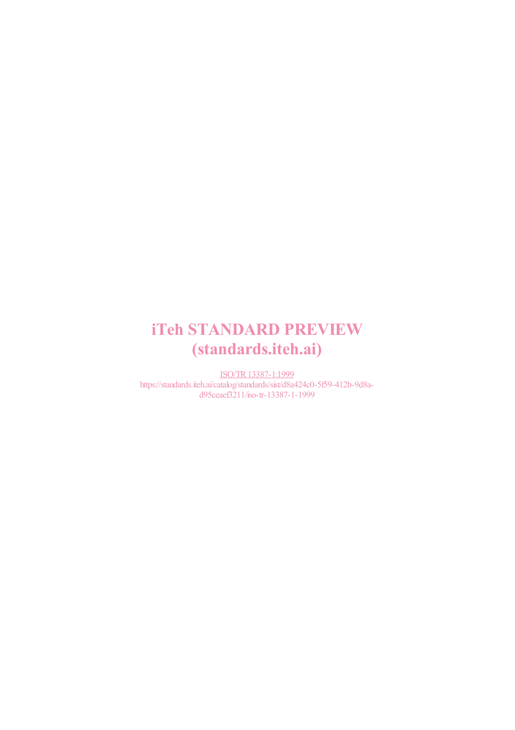**iTeh STANDARD PREVIEW**
**(standards.iteh.ai)**

ISO/TR 13387-1:1999
https://standards.iteh.ai/catalog/standards/sist/d8a424c0-5f59-412b-9d8a-d95ceaef3211/iso-tr-13387-1-1999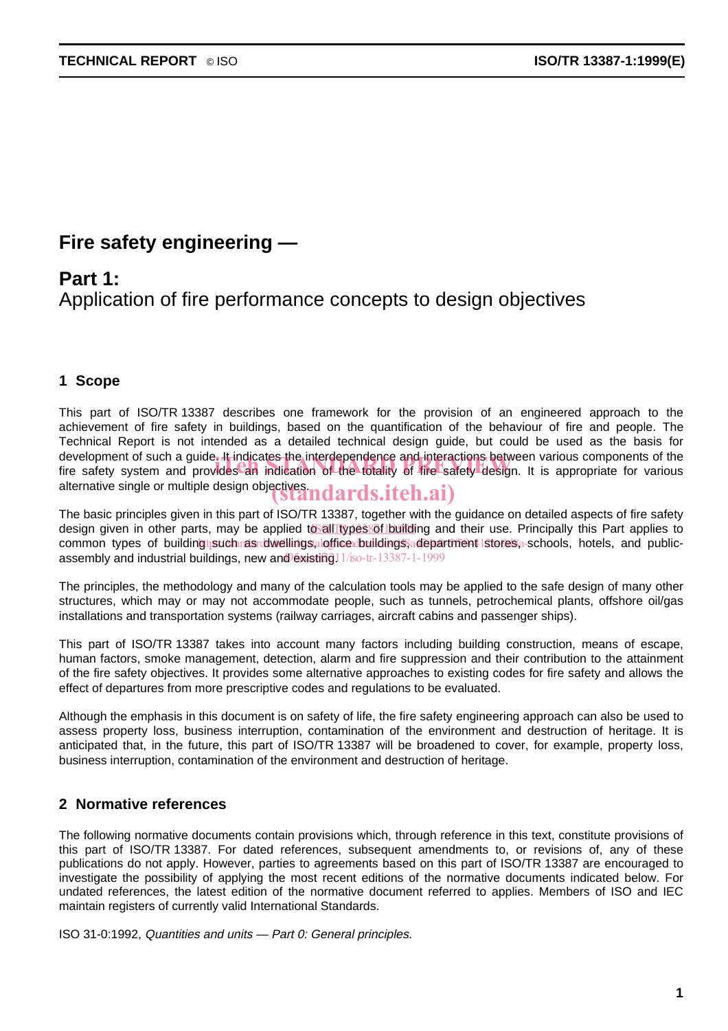# Fire safety engineering —

## Part 1:
Application of fire performance concepts to design objectives

## 1 Scope

This part of ISO/TR 13387 describes one framework for the provision of an engineered approach to the achievement of fire safety in buildings, based on the quantification of the behaviour of fire and people. The Technical Report is not intended as a detailed technical design guide, but could be used as the basis for development of such a guide. It indicates the interdependence and interactions between various components of the fire safety system and provides an indication of the totality of fire safety design. It is appropriate for various alternative single or multiple design objectives.

The basic principles given in this part of ISO/TR 13387, together with the guidance on detailed aspects of fire safety design given in other parts, may be applied to all types of building and their use. Principally this Part applies to common types of building such as dwellings, office buildings, department stores, schools, hotels, and public-assembly and industrial buildings, new and existing.

The principles, the methodology and many of the calculation tools may be applied to the safe design of many other structures, which may or may not accommodate people, such as tunnels, petrochemical plants, offshore oil/gas installations and transportation systems (railway carriages, aircraft cabins and passenger ships).

This part of ISO/TR 13387 takes into account many factors including building construction, means of escape, human factors, smoke management, detection, alarm and fire suppression and their contribution to the attainment of the fire safety objectives. It provides some alternative approaches to existing codes for fire safety and allows the effect of departures from more prescriptive codes and regulations to be evaluated.

Although the emphasis in this document is on safety of life, the fire safety engineering approach can also be used to assess property loss, business interruption, contamination of the environment and destruction of heritage. It is anticipated that, in the future, this part of ISO/TR 13387 will be broadened to cover, for example, property loss, business interruption, contamination of the environment and destruction of heritage.

## 2 Normative references

The following normative documents contain provisions which, through reference in this text, constitute provisions of this part of ISO/TR 13387. For dated references, subsequent amendments to, or revisions of, any of these publications do not apply. However, parties to agreements based on this part of ISO/TR 13387 are encouraged to investigate the possibility of applying the most recent editions of the normative documents indicated below. For undated references, the latest edition of the normative document referred to applies. Members of ISO and IEC maintain registers of currently valid International Standards.

ISO 31-0:1992, *Quantities and units — Part 0: General principles.*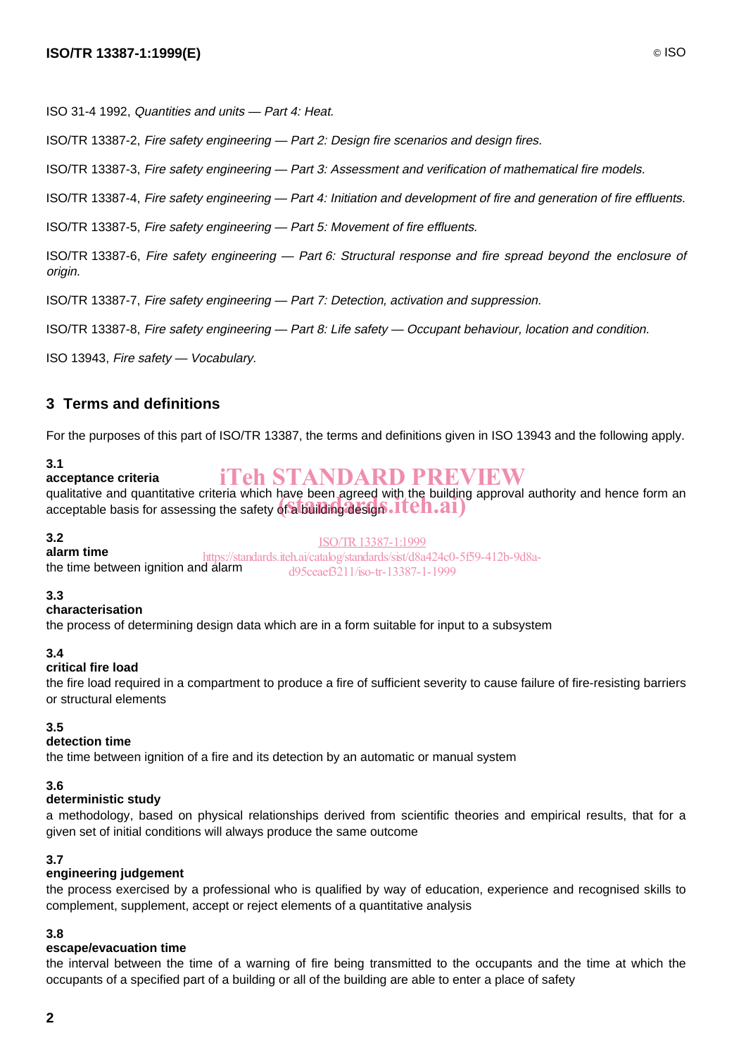ISO 31-4 1992, *Quantities and units — Part 4: Heat.*

ISO/TR 13387-2, *Fire safety engineering — Part 2: Design fire scenarios and design fires.*

ISO/TR 13387-3, *Fire safety engineering — Part 3: Assessment and verification of mathematical fire models.*

ISO/TR 13387-4, *Fire safety engineering — Part 4: Initiation and development of fire and generation of fire effluents.*

ISO/TR 13387-5, *Fire safety engineering — Part 5: Movement of fire effluents.*

ISO/TR 13387-6, *Fire safety engineering — Part 6: Structural response and fire spread beyond the enclosure of origin.*

ISO/TR 13387-7, *Fire safety engineering — Part 7: Detection, activation and suppression.*

ISO/TR 13387-8, *Fire safety engineering — Part 8: Life safety — Occupant behaviour, location and condition.*

ISO 13943, *Fire safety — Vocabulary.*

## 3 Terms and definitions

For the purposes of this part of ISO/TR 13387, the terms and definitions given in ISO 13943 and the following apply.

**3.1**
**acceptance criteria**
qualitative and quantitative criteria which have been agreed with the building approval authority and hence form an acceptable basis for assessing the safety of a building design

**3.2**
**alarm time**
the time between ignition and alarm

**3.3**
**characterisation**
the process of determining design data which are in a form suitable for input to a subsystem

**3.4**
**critical fire load**
the fire load required in a compartment to produce a fire of sufficient severity to cause failure of fire-resisting barriers or structural elements

**3.5**
**detection time**
the time between ignition of a fire and its detection by an automatic or manual system

**3.6**
**deterministic study**
a methodology, based on physical relationships derived from scientific theories and empirical results, that for a given set of initial conditions will always produce the same outcome

**3.7**
**engineering judgement**
the process exercised by a professional who is qualified by way of education, experience and recognised skills to complement, supplement, accept or reject elements of a quantitative analysis

**3.8**
**escape/evacuation time**
the interval between the time of a warning of fire being transmitted to the occupants and the time at which the occupants of a specified part of a building or all of the building are able to enter a place of safety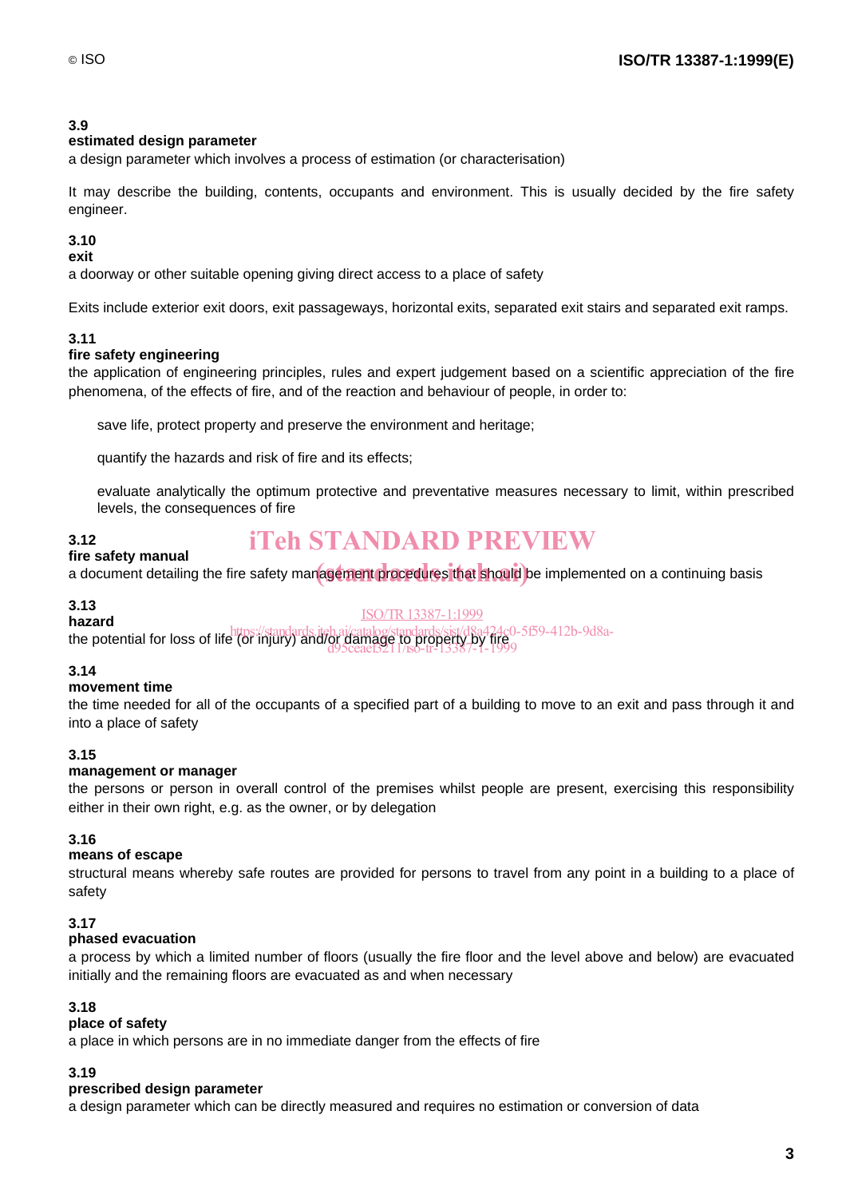**3.9**
**estimated design parameter**
a design parameter which involves a process of estimation (or characterisation)

It may describe the building, contents, occupants and environment. This is usually decided by the fire safety engineer.

**3.10**
**exit**
a doorway or other suitable opening giving direct access to a place of safety

Exits include exterior exit doors, exit passageways, horizontal exits, separated exit stairs and separated exit ramps.

**3.11**
**fire safety engineering**
the application of engineering principles, rules and expert judgement based on a scientific appreciation of the fire phenomena, of the effects of fire, and of the reaction and behaviour of people, in order to:

save life, protect property and preserve the environment and heritage;

quantify the hazards and risk of fire and its effects;

evaluate analytically the optimum protective and preventative measures necessary to limit, within prescribed levels, the consequences of fire

**3.12**
**fire safety manual**
a document detailing the fire safety management procedures that should be implemented on a continuing basis

**3.13**
**hazard**
the potential for loss of life (or injury) and/or damage to property by fire

**3.14**
**movement time**
the time needed for all of the occupants of a specified part of a building to move to an exit and pass through it and into a place of safety

**3.15**
**management or manager**
the persons or person in overall control of the premises whilst people are present, exercising this responsibility either in their own right, e.g. as the owner, or by delegation

**3.16**
**means of escape**
structural means whereby safe routes are provided for persons to travel from any point in a building to a place of safety

**3.17**
**phased evacuation**
a process by which a limited number of floors (usually the fire floor and the level above and below) are evacuated initially and the remaining floors are evacuated as and when necessary

**3.18**
**place of safety**
a place in which persons are in no immediate danger from the effects of fire

**3.19**
**prescribed design parameter**
a design parameter which can be directly measured and requires no estimation or conversion of data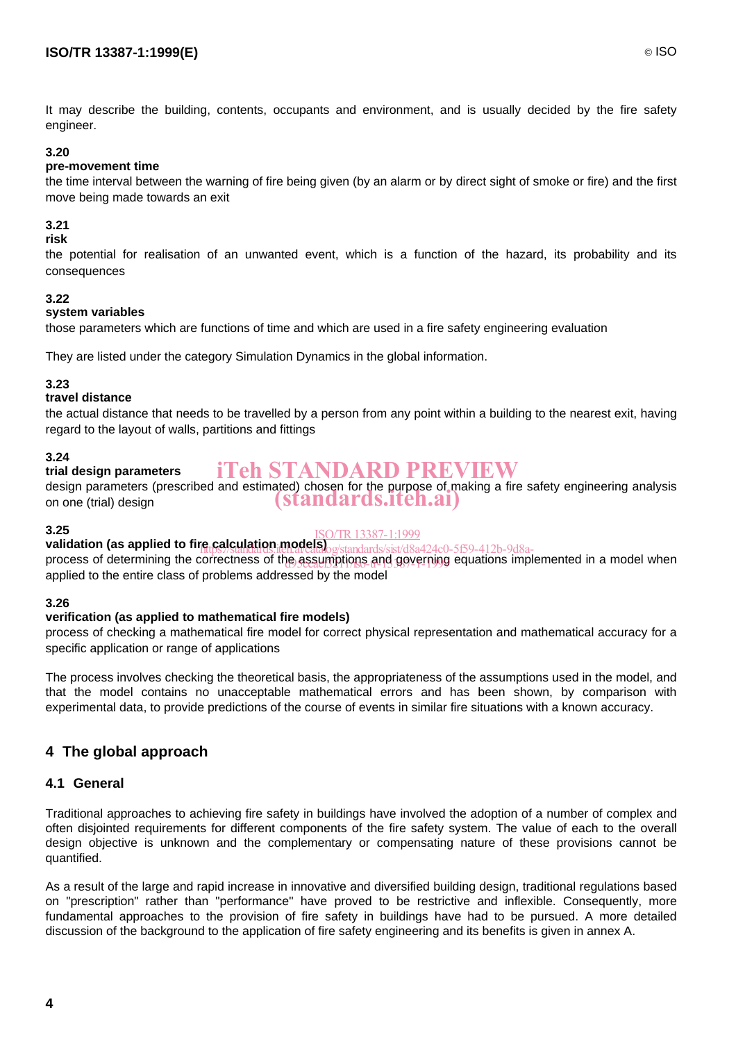It may describe the building, contents, occupants and environment, and is usually decided by the fire safety engineer.

**3.20**
**pre-movement time**
the time interval between the warning of fire being given (by an alarm or by direct sight of smoke or fire) and the first move being made towards an exit

**3.21**
**risk**
the potential for realisation of an unwanted event, which is a function of the hazard, its probability and its consequences

**3.22**
**system variables**
those parameters which are functions of time and which are used in a fire safety engineering evaluation

They are listed under the category Simulation Dynamics in the global information.

**3.23**
**travel distance**
the actual distance that needs to be travelled by a person from any point within a building to the nearest exit, having regard to the layout of walls, partitions and fittings

**3.24**
**trial design parameters**
design parameters (prescribed and estimated) chosen for the purpose of making a fire safety engineering analysis on one (trial) design

**3.25**
**validation (as applied to fire calculation models)**
process of determining the correctness of the assumptions and governing equations implemented in a model when applied to the entire class of problems addressed by the model

**3.26**
**verification (as applied to mathematical fire models)**
process of checking a mathematical fire model for correct physical representation and mathematical accuracy for a specific application or range of applications

The process involves checking the theoretical basis, the appropriateness of the assumptions used in the model, and that the model contains no unacceptable mathematical errors and has been shown, by comparison with experimental data, to provide predictions of the course of events in similar fire situations with a known accuracy.

## 4 The global approach

### 4.1 General

Traditional approaches to achieving fire safety in buildings have involved the adoption of a number of complex and often disjointed requirements for different components of the fire safety system. The value of each to the overall design objective is unknown and the complementary or compensating nature of these provisions cannot be quantified.

As a result of the large and rapid increase in innovative and diversified building design, traditional regulations based on "prescription" rather than "performance" have proved to be restrictive and inflexible. Consequently, more fundamental approaches to the provision of fire safety in buildings have had to be pursued. A more detailed discussion of the background to the application of fire safety engineering and its benefits is given in annex A.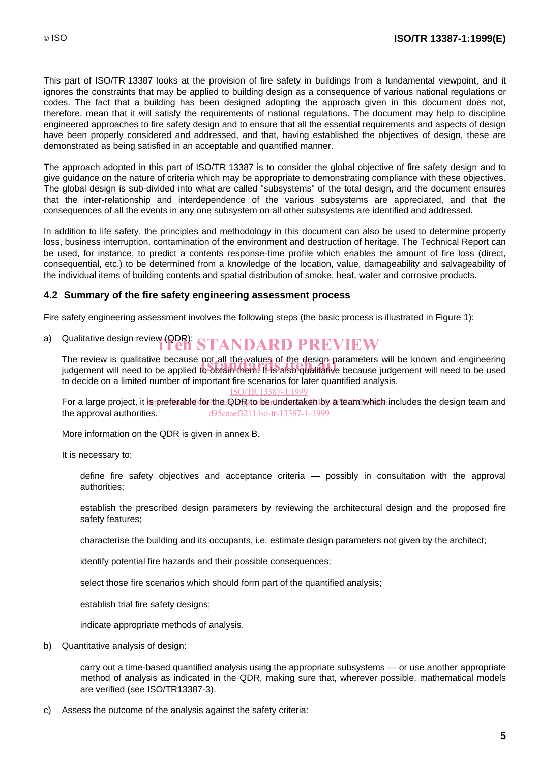This part of ISO/TR 13387 looks at the provision of fire safety in buildings from a fundamental viewpoint, and it ignores the constraints that may be applied to building design as a consequence of various national regulations or codes. The fact that a building has been designed adopting the approach given in this document does not, therefore, mean that it will satisfy the requirements of national regulations. The document may help to discipline engineered approaches to fire safety design and to ensure that all the essential requirements and aspects of design have been properly considered and addressed, and that, having established the objectives of design, these are demonstrated as being satisfied in an acceptable and quantified manner.

The approach adopted in this part of ISO/TR 13387 is to consider the global objective of fire safety design and to give guidance on the nature of criteria which may be appropriate to demonstrating compliance with these objectives. The global design is sub-divided into what are called "subsystems" of the total design, and the document ensures that the inter-relationship and interdependence of the various subsystems are appreciated, and that the consequences of all the events in any one subsystem on all other subsystems are identified and addressed.

In addition to life safety, the principles and methodology in this document can also be used to determine property loss, business interruption, contamination of the environment and destruction of heritage. The Technical Report can be used, for instance, to predict a contents response-time profile which enables the amount of fire loss (direct, consequential, etc.) to be determined from a knowledge of the location, value, damageability and salvageability of the individual items of building contents and spatial distribution of smoke, heat, water and corrosive products.

### 4.2 Summary of the fire safety engineering assessment process

Fire safety engineering assessment involves the following steps (the basic process is illustrated in Figure 1):

a) Qualitative design review (QDR):

   The review is qualitative because not all the values of the design parameters will be known and engineering judgement will need to be applied to obtain them. It is also qualitative because judgement will need to be used to decide on a limited number of important fire scenarios for later quantified analysis.

   For a large project, it is preferable for the QDR to be undertaken by a team which includes the design team and the approval authorities.

   More information on the QDR is given in annex B.

   It is necessary to:

   define fire safety objectives and acceptance criteria — possibly in consultation with the approval authorities;

   establish the prescribed design parameters by reviewing the architectural design and the proposed fire safety features;

   characterise the building and its occupants, i.e. estimate design parameters not given by the architect;

   identify potential fire hazards and their possible consequences;

   select those fire scenarios which should form part of the quantified analysis;

   establish trial fire safety designs;

   indicate appropriate methods of analysis.

b) Quantitative analysis of design:

   carry out a time-based quantified analysis using the appropriate subsystems — or use another appropriate method of analysis as indicated in the QDR, making sure that, wherever possible, mathematical models are verified (see ISO/TR13387-3).

c) Assess the outcome of the analysis against the safety criteria: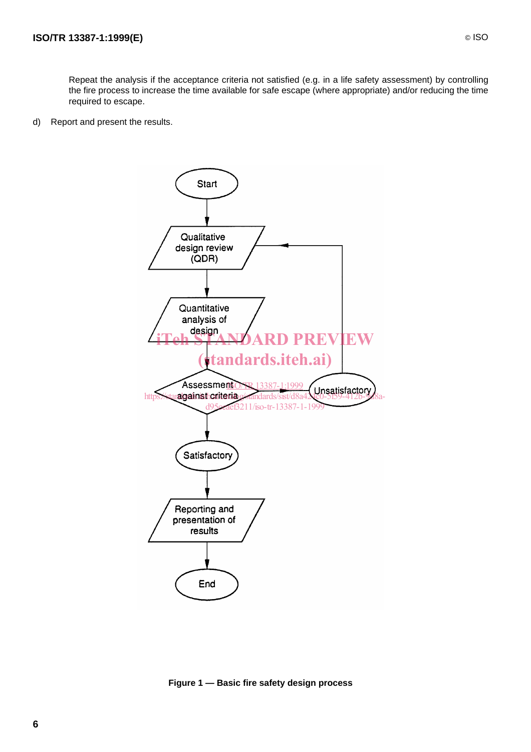Repeat the analysis if the acceptance criteria not satisfied (e.g. in a life safety assessment) by controlling the fire process to increase the time available for safe escape (where appropriate) and/or reducing the time required to escape.

d) Report and present the results.

```
Start
  ↓
Qualitative design review (QDR)  ←─────────────┐
  ↓                                            │
Quantitative analysis of design                │
  ↓                                            │
Assessment against criteria ──→ Unsatisfactory ┘
  ↓
Satisfactory
  ↓
Reporting and presentation of results
  ↓
End
```

**Figure 1 — Basic fire safety design process**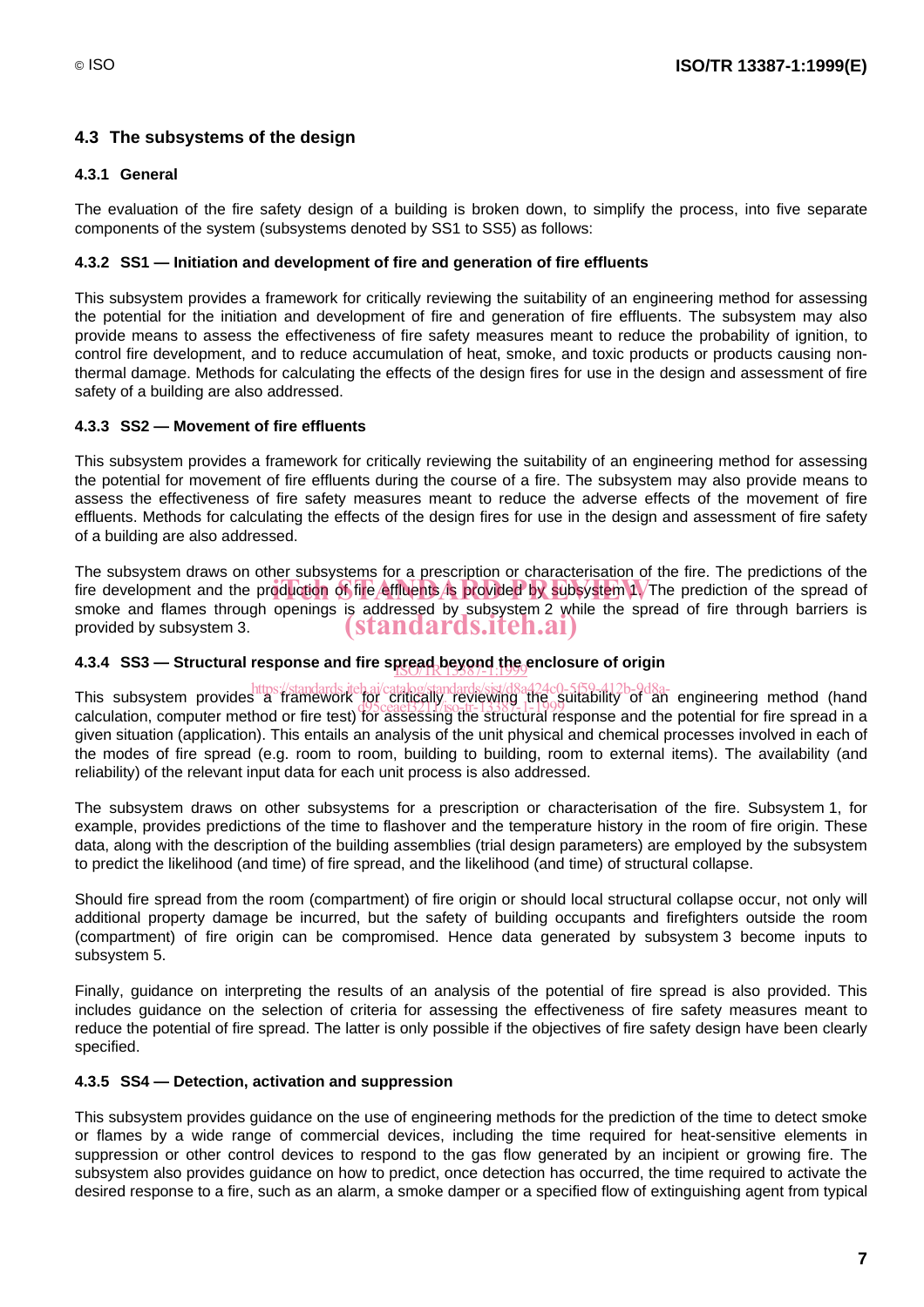## 4.3 The subsystems of the design

### 4.3.1 General

The evaluation of the fire safety design of a building is broken down, to simplify the process, into five separate components of the system (subsystems denoted by SS1 to SS5) as follows:

### 4.3.2 SS1 — Initiation and development of fire and generation of fire effluents

This subsystem provides a framework for critically reviewing the suitability of an engineering method for assessing the potential for the initiation and development of fire and generation of fire effluents. The subsystem may also provide means to assess the effectiveness of fire safety measures meant to reduce the probability of ignition, to control fire development, and to reduce accumulation of heat, smoke, and toxic products or products causing non-thermal damage. Methods for calculating the effects of the design fires for use in the design and assessment of fire safety of a building are also addressed.

### 4.3.3 SS2 — Movement of fire effluents

This subsystem provides a framework for critically reviewing the suitability of an engineering method for assessing the potential for movement of fire effluents during the course of a fire. The subsystem may also provide means to assess the effectiveness of fire safety measures meant to reduce the adverse effects of the movement of fire effluents. Methods for calculating the effects of the design fires for use in the design and assessment of fire safety of a building are also addressed.

The subsystem draws on other subsystems for a prescription or characterisation of the fire. The predictions of the fire development and the production of fire effluents is provided by subsystem 1. The prediction of the spread of smoke and flames through openings is addressed by subsystem 2 while the spread of fire through barriers is provided by subsystem 3.

### 4.3.4 SS3 — Structural response and fire spread beyond the enclosure of origin

This subsystem provides a framework for critically reviewing the suitability of an engineering method (hand calculation, computer method or fire test) for assessing the structural response and the potential for fire spread in a given situation (application). This entails an analysis of the unit physical and chemical processes involved in each of the modes of fire spread (e.g. room to room, building to building, room to external items). The availability (and reliability) of the relevant input data for each unit process is also addressed.

The subsystem draws on other subsystems for a prescription or characterisation of the fire. Subsystem 1, for example, provides predictions of the time to flashover and the temperature history in the room of fire origin. These data, along with the description of the building assemblies (trial design parameters) are employed by the subsystem to predict the likelihood (and time) of fire spread, and the likelihood (and time) of structural collapse.

Should fire spread from the room (compartment) of fire origin or should local structural collapse occur, not only will additional property damage be incurred, but the safety of building occupants and firefighters outside the room (compartment) of fire origin can be compromised. Hence data generated by subsystem 3 become inputs to subsystem 5.

Finally, guidance on interpreting the results of an analysis of the potential of fire spread is also provided. This includes guidance on the selection of criteria for assessing the effectiveness of fire safety measures meant to reduce the potential of fire spread. The latter is only possible if the objectives of fire safety design have been clearly specified.

### 4.3.5 SS4 — Detection, activation and suppression

This subsystem provides guidance on the use of engineering methods for the prediction of the time to detect smoke or flames by a wide range of commercial devices, including the time required for heat-sensitive elements in suppression or other control devices to respond to the gas flow generated by an incipient or growing fire. The subsystem also provides guidance on how to predict, once detection has occurred, the time required to activate the desired response to a fire, such as an alarm, a smoke damper or a specified flow of extinguishing agent from typical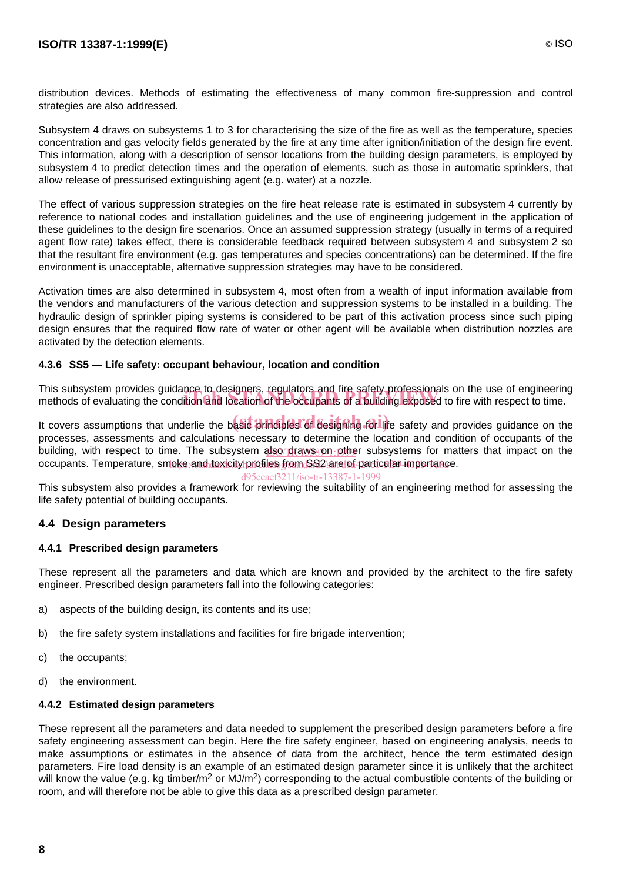distribution devices. Methods of estimating the effectiveness of many common fire-suppression and control strategies are also addressed.

Subsystem 4 draws on subsystems 1 to 3 for characterising the size of the fire as well as the temperature, species concentration and gas velocity fields generated by the fire at any time after ignition/initiation of the design fire event. This information, along with a description of sensor locations from the building design parameters, is employed by subsystem 4 to predict detection times and the operation of elements, such as those in automatic sprinklers, that allow release of pressurised extinguishing agent (e.g. water) at a nozzle.

The effect of various suppression strategies on the fire heat release rate is estimated in subsystem 4 currently by reference to national codes and installation guidelines and the use of engineering judgement in the application of these guidelines to the design fire scenarios. Once an assumed suppression strategy (usually in terms of a required agent flow rate) takes effect, there is considerable feedback required between subsystem 4 and subsystem 2 so that the resultant fire environment (e.g. gas temperatures and species concentrations) can be determined. If the fire environment is unacceptable, alternative suppression strategies may have to be considered.

Activation times are also determined in subsystem 4, most often from a wealth of input information available from the vendors and manufacturers of the various detection and suppression systems to be installed in a building. The hydraulic design of sprinkler piping systems is considered to be part of this activation process since such piping design ensures that the required flow rate of water or other agent will be available when distribution nozzles are activated by the detection elements.

#### 4.3.6 SS5 — Life safety: occupant behaviour, location and condition

This subsystem provides guidance to designers, regulators and fire safety professionals on the use of engineering methods of evaluating the condition and location of the occupants of a building exposed to fire with respect to time.

It covers assumptions that underlie the basic principles of designing for life safety and provides guidance on the processes, assessments and calculations necessary to determine the location and condition of occupants of the building, with respect to time. The subsystem also draws on other subsystems for matters that impact on the occupants. Temperature, smoke and toxicity profiles from SS2 are of particular importance.

This subsystem also provides a framework for reviewing the suitability of an engineering method for assessing the life safety potential of building occupants.

### 4.4 Design parameters

#### 4.4.1 Prescribed design parameters

These represent all the parameters and data which are known and provided by the architect to the fire safety engineer. Prescribed design parameters fall into the following categories:

a) aspects of the building design, its contents and its use;

b) the fire safety system installations and facilities for fire brigade intervention;

c) the occupants;

d) the environment.

#### 4.4.2 Estimated design parameters

These represent all the parameters and data needed to supplement the prescribed design parameters before a fire safety engineering assessment can begin. Here the fire safety engineer, based on engineering analysis, needs to make assumptions or estimates in the absence of data from the architect, hence the term estimated design parameters. Fire load density is an example of an estimated design parameter since it is unlikely that the architect will know the value (e.g. kg timber/$m^2$ or MJ/$m^2$) corresponding to the actual combustible contents of the building or room, and will therefore not be able to give this data as a prescribed design parameter.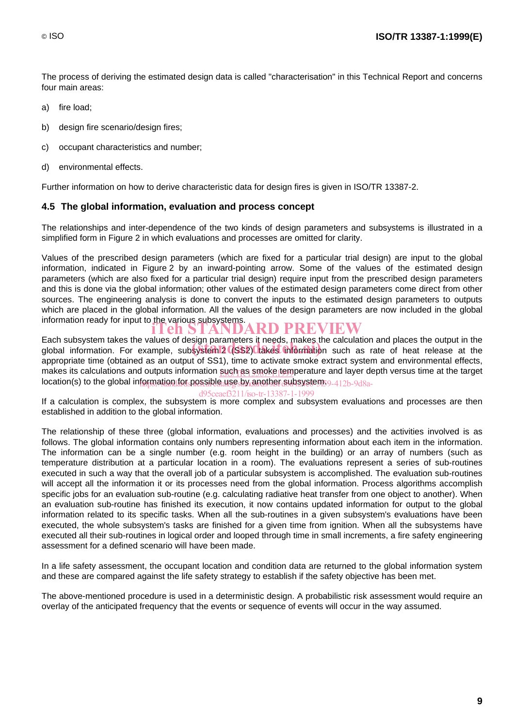The process of deriving the estimated design data is called "characterisation" in this Technical Report and concerns four main areas:

a) fire load;

b) design fire scenario/design fires;

c) occupant characteristics and number;

d) environmental effects.

Further information on how to derive characteristic data for design fires is given in ISO/TR 13387-2.

### 4.5 The global information, evaluation and process concept

The relationships and inter-dependence of the two kinds of design parameters and subsystems is illustrated in a simplified form in Figure 2 in which evaluations and processes are omitted for clarity.

Values of the prescribed design parameters (which are fixed for a particular trial design) are input to the global information, indicated in Figure 2 by an inward-pointing arrow. Some of the values of the estimated design parameters (which are also fixed for a particular trial design) require input from the prescribed design parameters and this is done via the global information; other values of the estimated design parameters come direct from other sources. The engineering analysis is done to convert the inputs to the estimated design parameters to outputs which are placed in the global information. All the values of the design parameters are now included in the global information ready for input to the various subsystems.

Each subsystem takes the values of design parameters it needs, makes the calculation and places the output in the global information. For example, subsystem 2 (SS2) takes information such as rate of heat release at the appropriate time (obtained as an output of SS1), time to activate smoke extract system and environmental effects, makes its calculations and outputs information such as smoke temperature and layer depth versus time at the target location(s) to the global information for possible use by another subsystem.

If a calculation is complex, the subsystem is more complex and subsystem evaluations and processes are then established in addition to the global information.

The relationship of these three (global information, evaluations and processes) and the activities involved is as follows. The global information contains only numbers representing information about each item in the information. The information can be a single number (e.g. room height in the building) or an array of numbers (such as temperature distribution at a particular location in a room). The evaluations represent a series of sub-routines executed in such a way that the overall job of a particular subsystem is accomplished. The evaluation sub-routines will accept all the information it or its processes need from the global information. Process algorithms accomplish specific jobs for an evaluation sub-routine (e.g. calculating radiative heat transfer from one object to another). When an evaluation sub-routine has finished its execution, it now contains updated information for output to the global information related to its specific tasks. When all the sub-routines in a given subsystem's evaluations have been executed, the whole subsystem's tasks are finished for a given time from ignition. When all the subsystems have executed all their sub-routines in logical order and looped through time in small increments, a fire safety engineering assessment for a defined scenario will have been made.

In a life safety assessment, the occupant location and condition data are returned to the global information system and these are compared against the life safety strategy to establish if the safety objective has been met.

The above-mentioned procedure is used in a deterministic design. A probabilistic risk assessment would require an overlay of the anticipated frequency that the events or sequence of events will occur in the way assumed.